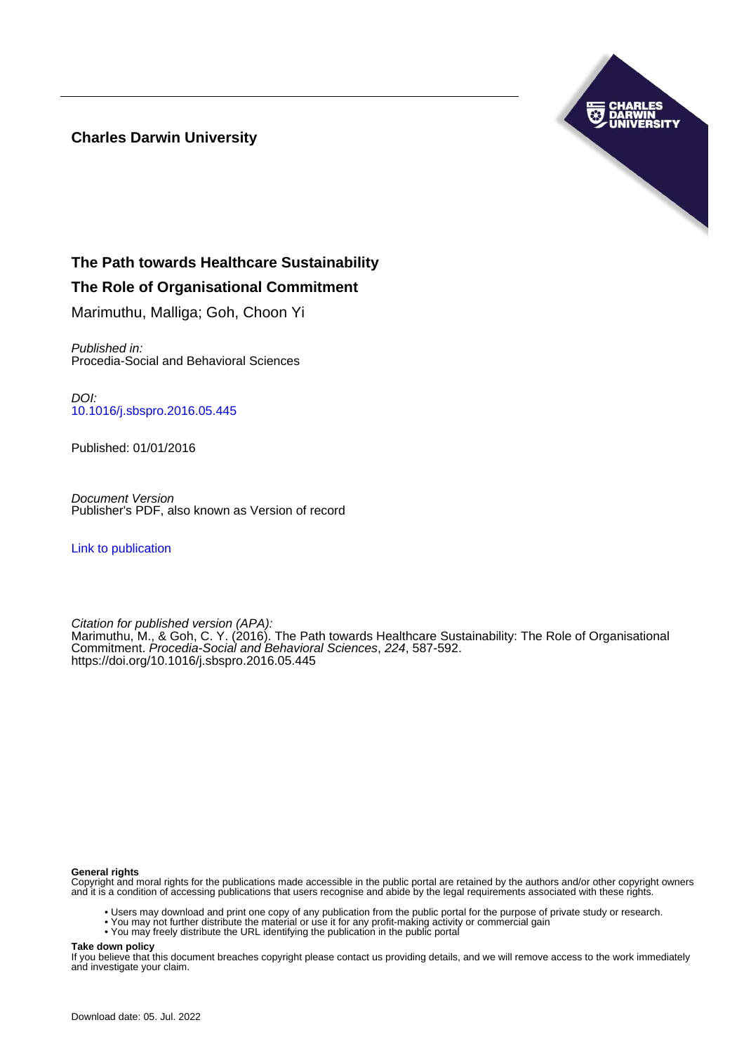**Charles Darwin University**

# The Path towards Healthcare Sustainability

## The Role of Organisational Commitment

Marimuthu, Malliga; Goh, Choon Yi

*Published in:*
Procedia-Social and Behavioral Sciences

*DOI:*
10.1016/j.sbspro.2016.05.445

Published: 01/01/2016

*Document Version*
Publisher's PDF, also known as Version of record

Link to publication

*Citation for published version (APA):*
Marimuthu, M., & Goh, C. Y. (2016). The Path towards Healthcare Sustainability: The Role of Organisational Commitment. *Procedia-Social and Behavioral Sciences*, *224*, 587-592. https://doi.org/10.1016/j.sbspro.2016.05.445

**General rights**
Copyright and moral rights for the publications made accessible in the public portal are retained by the authors and/or other copyright owners and it is a condition of accessing publications that users recognise and abide by the legal requirements associated with these rights.

- Users may download and print one copy of any publication from the public portal for the purpose of private study or research.
- You may not further distribute the material or use it for any profit-making activity or commercial gain
- You may freely distribute the URL identifying the publication in the public portal

**Take down policy**
If you believe that this document breaches copyright please contact us providing details, and we will remove access to the work immediately and investigate your claim.

Download date: 05. Jul. 2022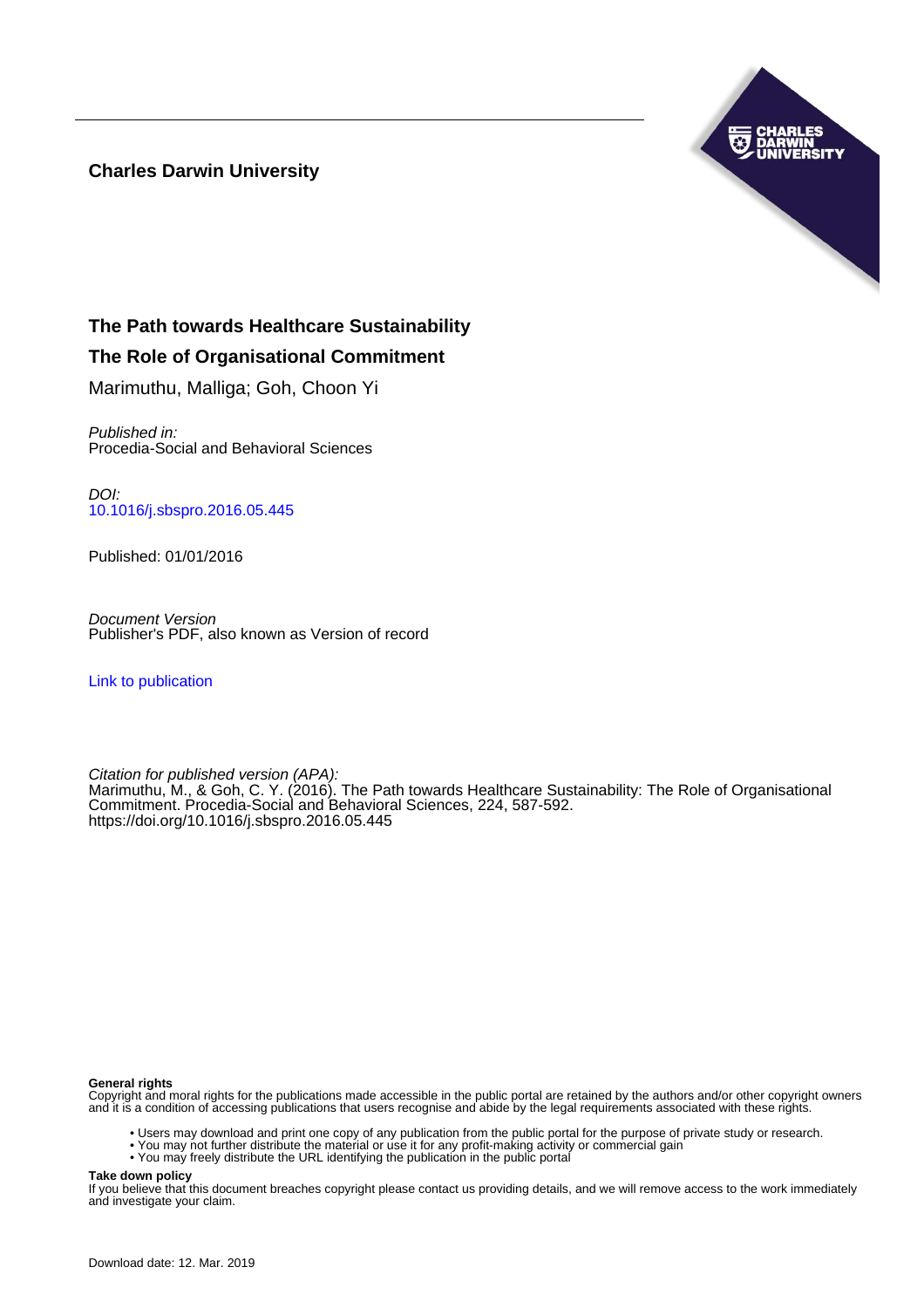**Charles Darwin University**

# The Path towards Healthcare Sustainability

## The Role of Organisational Commitment

Marimuthu, Malliga; Goh, Choon Yi

*Published in:*
Procedia-Social and Behavioral Sciences

*DOI:*
10.1016/j.sbspro.2016.05.445

Published: 01/01/2016

*Document Version*
Publisher's PDF, also known as Version of record

Link to publication

*Citation for published version (APA):*
Marimuthu, M., & Goh, C. Y. (2016). The Path towards Healthcare Sustainability: The Role of Organisational Commitment. Procedia-Social and Behavioral Sciences, 224, 587-592. https://doi.org/10.1016/j.sbspro.2016.05.445

**General rights**
Copyright and moral rights for the publications made accessible in the public portal are retained by the authors and/or other copyright owners and it is a condition of accessing publications that users recognise and abide by the legal requirements associated with these rights.

- Users may download and print one copy of any publication from the public portal for the purpose of private study or research.
- You may not further distribute the material or use it for any profit-making activity or commercial gain
- You may freely distribute the URL identifying the publication in the public portal

**Take down policy**
If you believe that this document breaches copyright please contact us providing details, and we will remove access to the work immediately and investigate your claim.

Download date: 12. Mar. 2019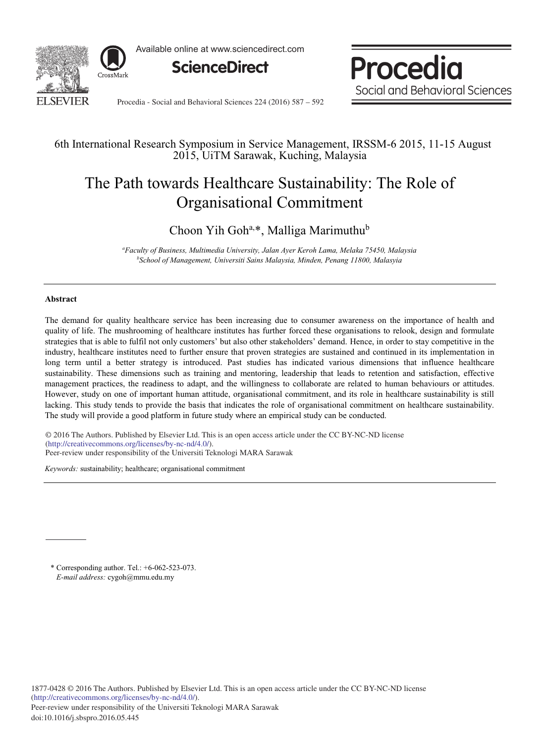6th International Research Symposium in Service Management, IRSSM-6 2015, 11-15 August 2015, UiTM Sarawak, Kuching, Malaysia

# The Path towards Healthcare Sustainability: The Role of Organisational Commitment

Choon Yih Goh[a,*], Malliga Marimuthu[b]

*[a]Faculty of Business, Multimedia University, Jalan Ayer Keroh Lama, Melaka 75450, Malaysia*
*[b]School of Management, Universiti Sains Malaysia, Minden, Penang 11800, Malasyia*

## Abstract

The demand for quality healthcare service has been increasing due to consumer awareness on the importance of health and quality of life. The mushrooming of healthcare institutes has further forced these organisations to relook, design and formulate strategies that is able to fulfil not only customers' but also other stakeholders' demand. Hence, in order to stay competitive in the industry, healthcare institutes need to further ensure that proven strategies are sustained and continued in its implementation in long term until a better strategy is introduced. Past studies has indicated various dimensions that influence healthcare sustainability. These dimensions such as training and mentoring, leadership that leads to retention and satisfaction, effective management practices, the readiness to adapt, and the willingness to collaborate are related to human behaviours or attitudes. However, study on one of important human attitude, organisational commitment, and its role in healthcare sustainability is still lacking. This study tends to provide the basis that indicates the role of organisational commitment on healthcare sustainability. The study will provide a good platform in future study where an empirical study can be conducted.

© 2016 The Authors. Published by Elsevier Ltd. This is an open access article under the CC BY-NC-ND license (http://creativecommons.org/licenses/by-nc-nd/4.0/).
Peer-review under responsibility of the Universiti Teknologi MARA Sarawak

*Keywords:* sustainability; healthcare; organisational commitment

\* Corresponding author. Tel.: +6-062-523-073.
*E-mail address:* cygoh@mmu.edu.my

1877-0428 © 2016 The Authors. Published by Elsevier Ltd. This is an open access article under the CC BY-NC-ND license (http://creativecommons.org/licenses/by-nc-nd/4.0/).
Peer-review under responsibility of the Universiti Teknologi MARA Sarawak
doi:10.1016/j.sbspro.2016.05.445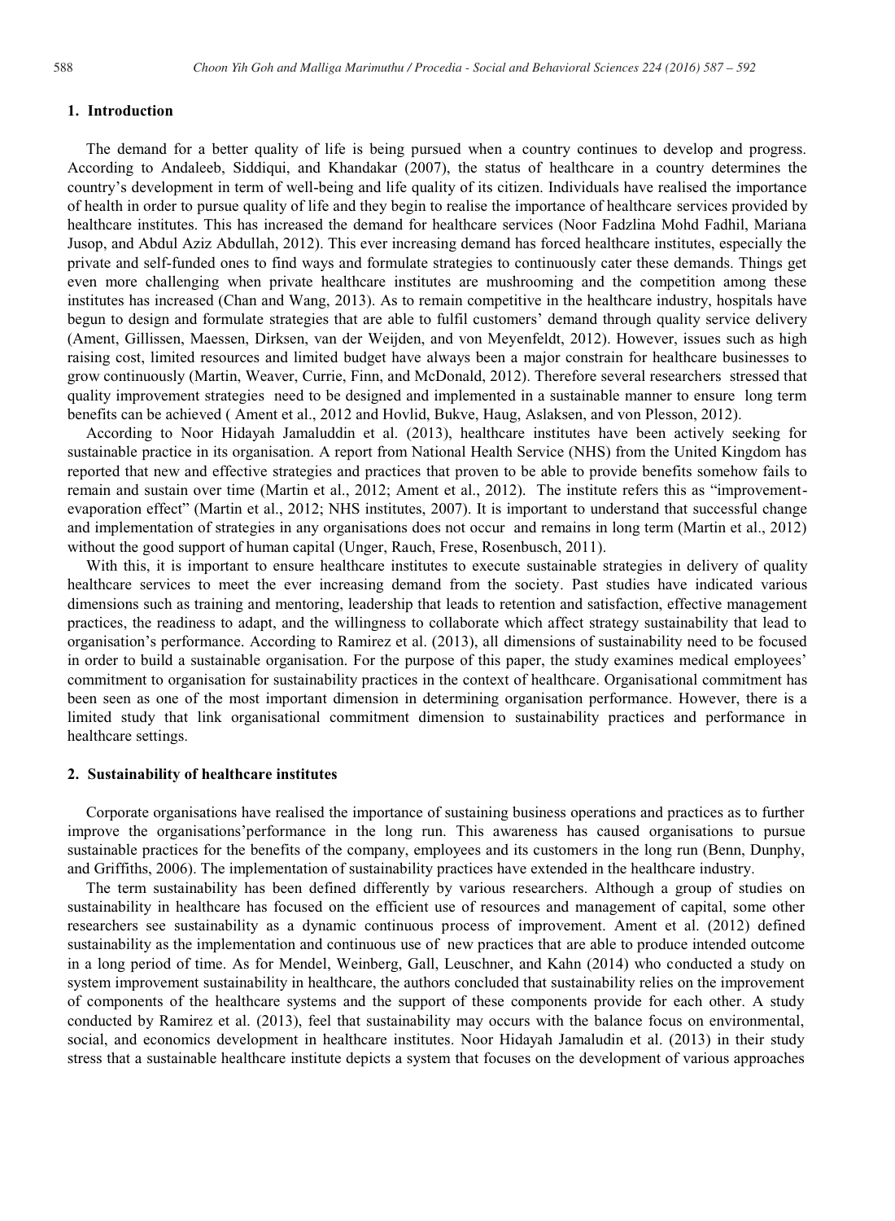## 1. Introduction

The demand for a better quality of life is being pursued when a country continues to develop and progress. According to Andaleeb, Siddiqui, and Khandakar (2007), the status of healthcare in a country determines the country's development in term of well-being and life quality of its citizen. Individuals have realised the importance of health in order to pursue quality of life and they begin to realise the importance of healthcare services provided by healthcare institutes. This has increased the demand for healthcare services (Noor Fadzlina Mohd Fadhil, Mariana Jusop, and Abdul Aziz Abdullah, 2012). This ever increasing demand has forced healthcare institutes, especially the private and self-funded ones to find ways and formulate strategies to continuously cater these demands. Things get even more challenging when private healthcare institutes are mushrooming and the competition among these institutes has increased (Chan and Wang, 2013). As to remain competitive in the healthcare industry, hospitals have begun to design and formulate strategies that are able to fulfil customers' demand through quality service delivery (Ament, Gillissen, Maessen, Dirksen, van der Weijden, and von Meyenfeldt, 2012). However, issues such as high raising cost, limited resources and limited budget have always been a major constrain for healthcare businesses to grow continuously (Martin, Weaver, Currie, Finn, and McDonald, 2012). Therefore several researchers stressed that quality improvement strategies need to be designed and implemented in a sustainable manner to ensure long term benefits can be achieved ( Ament et al., 2012 and Hovlid, Bukve, Haug, Aslaksen, and von Plesson, 2012).

According to Noor Hidayah Jamaluddin et al. (2013), healthcare institutes have been actively seeking for sustainable practice in its organisation. A report from National Health Service (NHS) from the United Kingdom has reported that new and effective strategies and practices that proven to be able to provide benefits somehow fails to remain and sustain over time (Martin et al., 2012; Ament et al., 2012). The institute refers this as "improvement-evaporation effect" (Martin et al., 2012; NHS institutes, 2007). It is important to understand that successful change and implementation of strategies in any organisations does not occur and remains in long term (Martin et al., 2012) without the good support of human capital (Unger, Rauch, Frese, Rosenbusch, 2011).

With this, it is important to ensure healthcare institutes to execute sustainable strategies in delivery of quality healthcare services to meet the ever increasing demand from the society. Past studies have indicated various dimensions such as training and mentoring, leadership that leads to retention and satisfaction, effective management practices, the readiness to adapt, and the willingness to collaborate which affect strategy sustainability that lead to organisation's performance. According to Ramirez et al. (2013), all dimensions of sustainability need to be focused in order to build a sustainable organisation. For the purpose of this paper, the study examines medical employees' commitment to organisation for sustainability practices in the context of healthcare. Organisational commitment has been seen as one of the most important dimension in determining organisation performance. However, there is a limited study that link organisational commitment dimension to sustainability practices and performance in healthcare settings.

## 2. Sustainability of healthcare institutes

Corporate organisations have realised the importance of sustaining business operations and practices as to further improve the organisations'performance in the long run. This awareness has caused organisations to pursue sustainable practices for the benefits of the company, employees and its customers in the long run (Benn, Dunphy, and Griffiths, 2006). The implementation of sustainability practices have extended in the healthcare industry.

The term sustainability has been defined differently by various researchers. Although a group of studies on sustainability in healthcare has focused on the efficient use of resources and management of capital, some other researchers see sustainability as a dynamic continuous process of improvement. Ament et al. (2012) defined sustainability as the implementation and continuous use of new practices that are able to produce intended outcome in a long period of time. As for Mendel, Weinberg, Gall, Leuschner, and Kahn (2014) who conducted a study on system improvement sustainability in healthcare, the authors concluded that sustainability relies on the improvement of components of the healthcare systems and the support of these components provide for each other. A study conducted by Ramirez et al. (2013), feel that sustainability may occurs with the balance focus on environmental, social, and economics development in healthcare institutes. Noor Hidayah Jamaludin et al. (2013) in their study stress that a sustainable healthcare institute depicts a system that focuses on the development of various approaches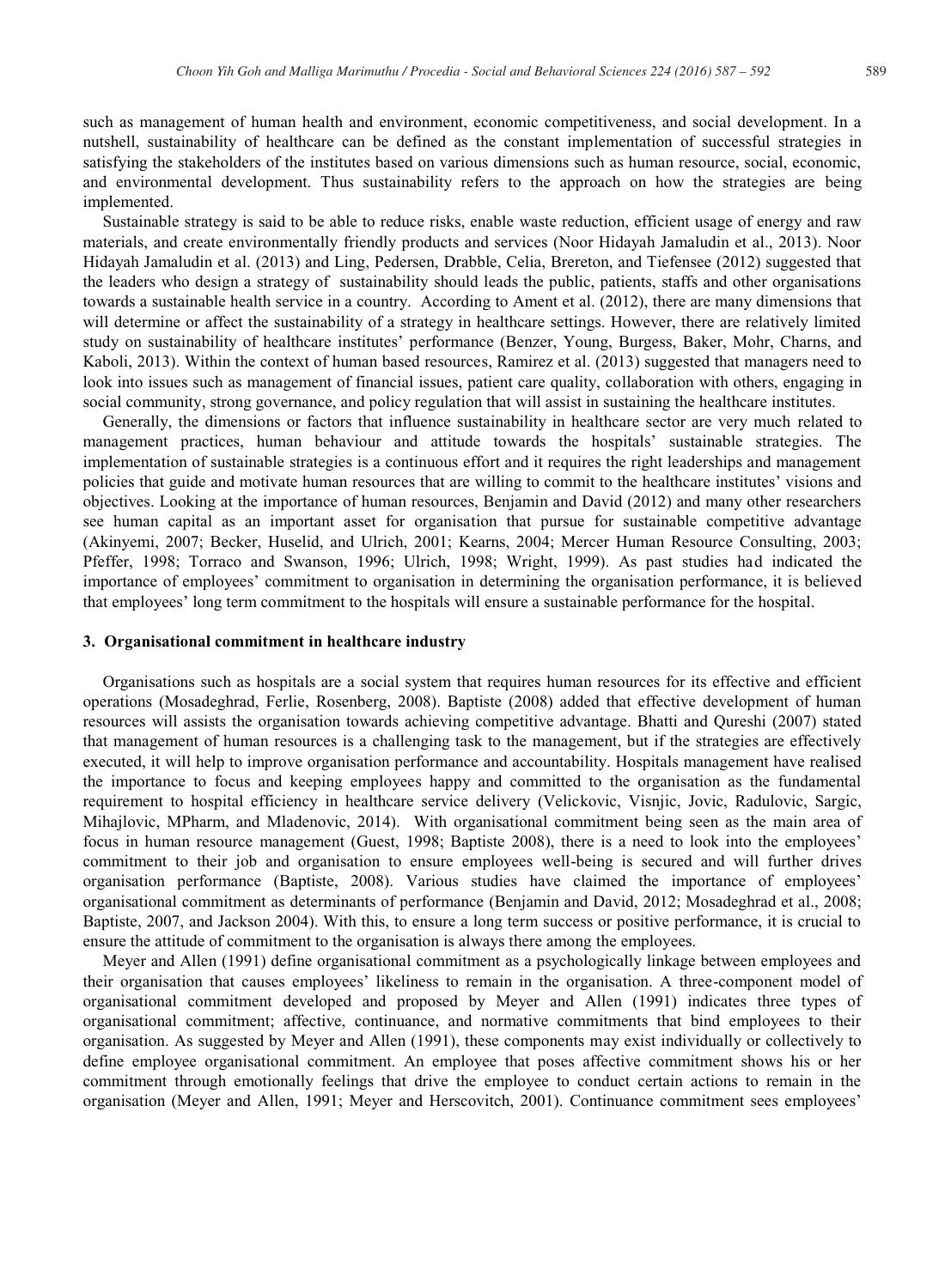such as management of human health and environment, economic competitiveness, and social development. In a nutshell, sustainability of healthcare can be defined as the constant implementation of successful strategies in satisfying the stakeholders of the institutes based on various dimensions such as human resource, social, economic, and environmental development. Thus sustainability refers to the approach on how the strategies are being implemented.

Sustainable strategy is said to be able to reduce risks, enable waste reduction, efficient usage of energy and raw materials, and create environmentally friendly products and services (Noor Hidayah Jamaludin et al., 2013). Noor Hidayah Jamaludin et al. (2013) and Ling, Pedersen, Drabble, Celia, Brereton, and Tiefensee (2012) suggested that the leaders who design a strategy of sustainability should leads the public, patients, staffs and other organisations towards a sustainable health service in a country. According to Ament et al. (2012), there are many dimensions that will determine or affect the sustainability of a strategy in healthcare settings. However, there are relatively limited study on sustainability of healthcare institutes' performance (Benzer, Young, Burgess, Baker, Mohr, Charns, and Kaboli, 2013). Within the context of human based resources, Ramirez et al. (2013) suggested that managers need to look into issues such as management of financial issues, patient care quality, collaboration with others, engaging in social community, strong governance, and policy regulation that will assist in sustaining the healthcare institutes.

Generally, the dimensions or factors that influence sustainability in healthcare sector are very much related to management practices, human behaviour and attitude towards the hospitals' sustainable strategies. The implementation of sustainable strategies is a continuous effort and it requires the right leaderships and management policies that guide and motivate human resources that are willing to commit to the healthcare institutes' visions and objectives. Looking at the importance of human resources, Benjamin and David (2012) and many other researchers see human capital as an important asset for organisation that pursue for sustainable competitive advantage (Akinyemi, 2007; Becker, Huselid, and Ulrich, 2001; Kearns, 2004; Mercer Human Resource Consulting, 2003; Pfeffer, 1998; Torraco and Swanson, 1996; Ulrich, 1998; Wright, 1999). As past studies had indicated the importance of employees' commitment to organisation in determining the organisation performance, it is believed that employees' long term commitment to the hospitals will ensure a sustainable performance for the hospital.

## 3. Organisational commitment in healthcare industry

Organisations such as hospitals are a social system that requires human resources for its effective and efficient operations (Mosadeghrad, Ferlie, Rosenberg, 2008). Baptiste (2008) added that effective development of human resources will assists the organisation towards achieving competitive advantage. Bhatti and Qureshi (2007) stated that management of human resources is a challenging task to the management, but if the strategies are effectively executed, it will help to improve organisation performance and accountability. Hospitals management have realised the importance to focus and keeping employees happy and committed to the organisation as the fundamental requirement to hospital efficiency in healthcare service delivery (Velickovic, Visnjic, Jovic, Radulovic, Sargic, Mihajlovic, MPharm, and Mladenovic, 2014). With organisational commitment being seen as the main area of focus in human resource management (Guest, 1998; Baptiste 2008), there is a need to look into the employees' commitment to their job and organisation to ensure employees well-being is secured and will further drives organisation performance (Baptiste, 2008). Various studies have claimed the importance of employees' organisational commitment as determinants of performance (Benjamin and David, 2012; Mosadeghrad et al., 2008; Baptiste, 2007, and Jackson 2004). With this, to ensure a long term success or positive performance, it is crucial to ensure the attitude of commitment to the organisation is always there among the employees.

Meyer and Allen (1991) define organisational commitment as a psychologically linkage between employees and their organisation that causes employees' likeliness to remain in the organisation. A three-component model of organisational commitment developed and proposed by Meyer and Allen (1991) indicates three types of organisational commitment; affective, continuance, and normative commitments that bind employees to their organisation. As suggested by Meyer and Allen (1991), these components may exist individually or collectively to define employee organisational commitment. An employee that poses affective commitment shows his or her commitment through emotionally feelings that drive the employee to conduct certain actions to remain in the organisation (Meyer and Allen, 1991; Meyer and Herscovitch, 2001). Continuance commitment sees employees'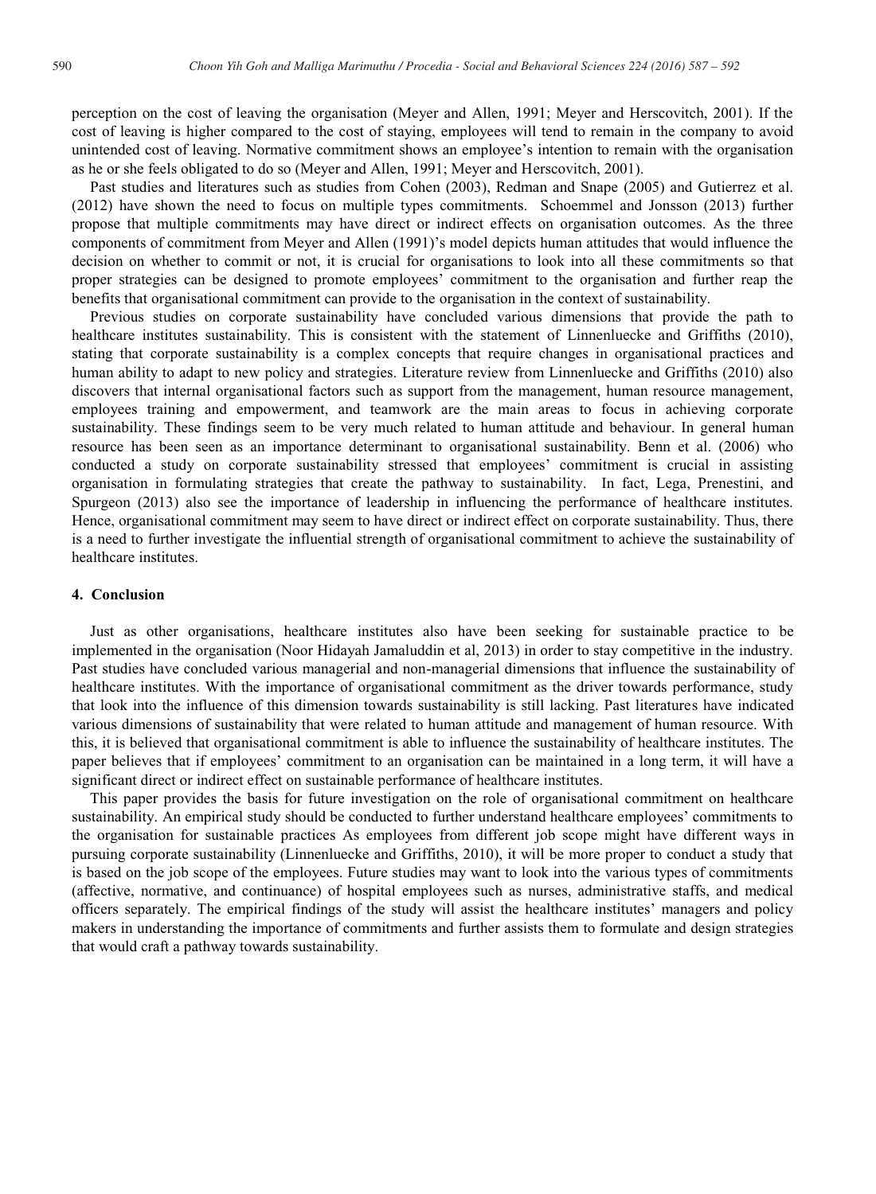perception on the cost of leaving the organisation (Meyer and Allen, 1991; Meyer and Herscovitch, 2001). If the cost of leaving is higher compared to the cost of staying, employees will tend to remain in the company to avoid unintended cost of leaving. Normative commitment shows an employee's intention to remain with the organisation as he or she feels obligated to do so (Meyer and Allen, 1991; Meyer and Herscovitch, 2001).

Past studies and literatures such as studies from Cohen (2003), Redman and Snape (2005) and Gutierrez et al. (2012) have shown the need to focus on multiple types commitments. Schoemmel and Jonsson (2013) further propose that multiple commitments may have direct or indirect effects on organisation outcomes. As the three components of commitment from Meyer and Allen (1991)'s model depicts human attitudes that would influence the decision on whether to commit or not, it is crucial for organisations to look into all these commitments so that proper strategies can be designed to promote employees' commitment to the organisation and further reap the benefits that organisational commitment can provide to the organisation in the context of sustainability.

Previous studies on corporate sustainability have concluded various dimensions that provide the path to healthcare institutes sustainability. This is consistent with the statement of Linnenluecke and Griffiths (2010), stating that corporate sustainability is a complex concepts that require changes in organisational practices and human ability to adapt to new policy and strategies. Literature review from Linnenluecke and Griffiths (2010) also discovers that internal organisational factors such as support from the management, human resource management, employees training and empowerment, and teamwork are the main areas to focus in achieving corporate sustainability. These findings seem to be very much related to human attitude and behaviour. In general human resource has been seen as an importance determinant to organisational sustainability. Benn et al. (2006) who conducted a study on corporate sustainability stressed that employees' commitment is crucial in assisting organisation in formulating strategies that create the pathway to sustainability. In fact, Lega, Prenestini, and Spurgeon (2013) also see the importance of leadership in influencing the performance of healthcare institutes. Hence, organisational commitment may seem to have direct or indirect effect on corporate sustainability. Thus, there is a need to further investigate the influential strength of organisational commitment to achieve the sustainability of healthcare institutes.

## 4. Conclusion

Just as other organisations, healthcare institutes also have been seeking for sustainable practice to be implemented in the organisation (Noor Hidayah Jamaluddin et al, 2013) in order to stay competitive in the industry. Past studies have concluded various managerial and non-managerial dimensions that influence the sustainability of healthcare institutes. With the importance of organisational commitment as the driver towards performance, study that look into the influence of this dimension towards sustainability is still lacking. Past literatures have indicated various dimensions of sustainability that were related to human attitude and management of human resource. With this, it is believed that organisational commitment is able to influence the sustainability of healthcare institutes. The paper believes that if employees' commitment to an organisation can be maintained in a long term, it will have a significant direct or indirect effect on sustainable performance of healthcare institutes.

This paper provides the basis for future investigation on the role of organisational commitment on healthcare sustainability. An empirical study should be conducted to further understand healthcare employees' commitments to the organisation for sustainable practices As employees from different job scope might have different ways in pursuing corporate sustainability (Linnenluecke and Griffiths, 2010), it will be more proper to conduct a study that is based on the job scope of the employees. Future studies may want to look into the various types of commitments (affective, normative, and continuance) of hospital employees such as nurses, administrative staffs, and medical officers separately. The empirical findings of the study will assist the healthcare institutes' managers and policy makers in understanding the importance of commitments and further assists them to formulate and design strategies that would craft a pathway towards sustainability.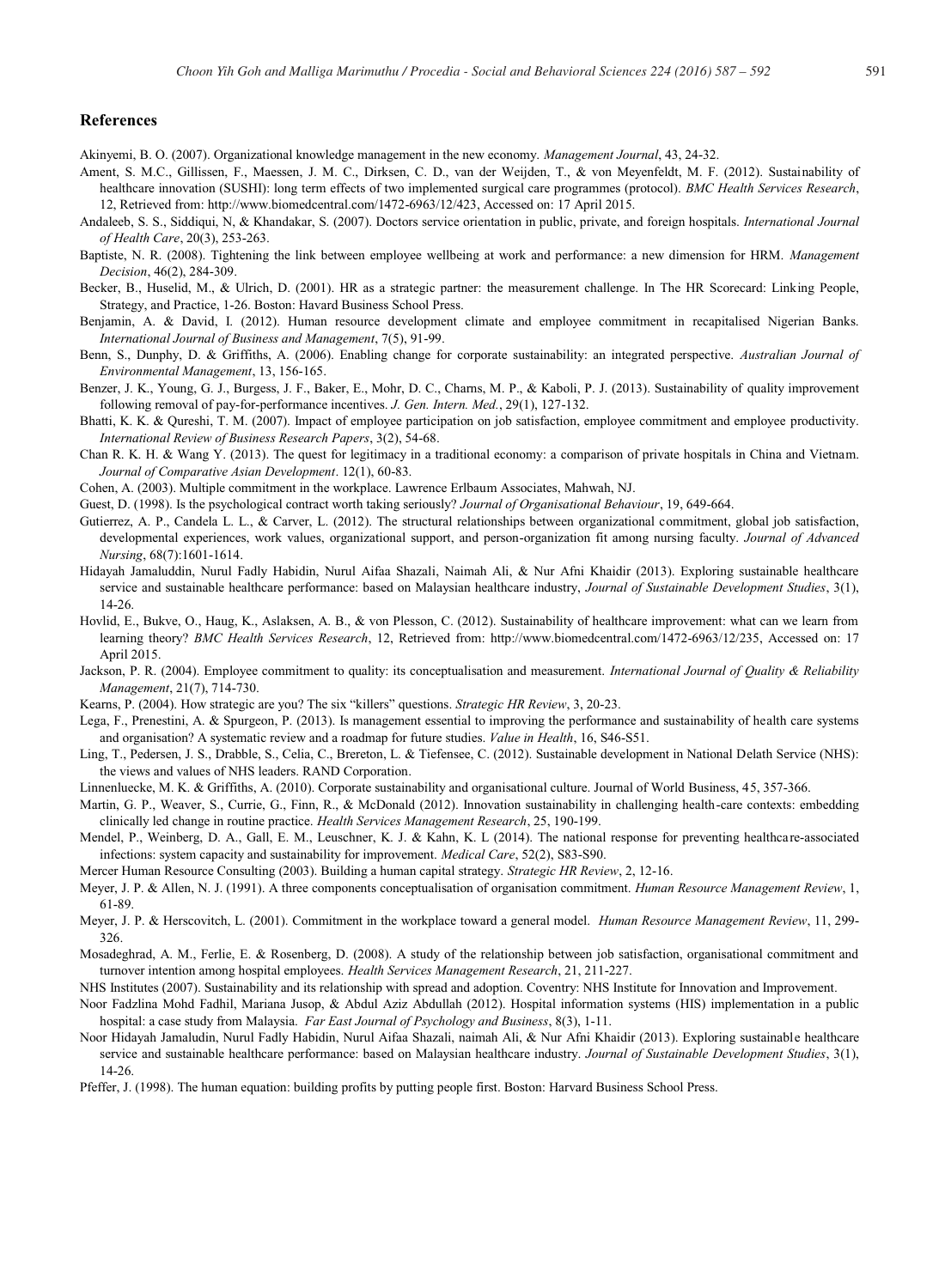## References

Akinyemi, B. O. (2007). Organizational knowledge management in the new economy. *Management Journal*, 43, 24-32.

Ament, S. M.C., Gillissen, F., Maessen, J. M. C., Dirksen, C. D., van der Weijden, T., & von Meyenfeldt, M. F. (2012). Sustainability of healthcare innovation (SUSHI): long term effects of two implemented surgical care programmes (protocol). *BMC Health Services Research*, 12, Retrieved from: http://www.biomedcentral.com/1472-6963/12/423, Accessed on: 17 April 2015.

Andaleeb, S. S., Siddiqui, N, & Khandakar, S. (2007). Doctors service orientation in public, private, and foreign hospitals. *International Journal of Health Care*, 20(3), 253-263.

Baptiste, N. R. (2008). Tightening the link between employee wellbeing at work and performance: a new dimension for HRM. *Management Decision*, 46(2), 284-309.

Becker, B., Huselid, M., & Ulrich, D. (2001). HR as a strategic partner: the measurement challenge. In The HR Scorecard: Linking People, Strategy, and Practice, 1-26. Boston: Havard Business School Press.

Benjamin, A. & David, I. (2012). Human resource development climate and employee commitment in recapitalised Nigerian Banks. *International Journal of Business and Management*, 7(5), 91-99.

Benn, S., Dunphy, D. & Griffiths, A. (2006). Enabling change for corporate sustainability: an integrated perspective. *Australian Journal of Environmental Management*, 13, 156-165.

Benzer, J. K., Young, G. J., Burgess, J. F., Baker, E., Mohr, D. C., Charns, M. P., & Kaboli, P. J. (2013). Sustainability of quality improvement following removal of pay-for-performance incentives. *J. Gen. Intern. Med.*, 29(1), 127-132.

Bhatti, K. K. & Qureshi, T. M. (2007). Impact of employee participation on job satisfaction, employee commitment and employee productivity. *International Review of Business Research Papers*, 3(2), 54-68.

Chan R. K. H. & Wang Y. (2013). The quest for legitimacy in a traditional economy: a comparison of private hospitals in China and Vietnam. *Journal of Comparative Asian Development*. 12(1), 60-83.

Cohen, A. (2003). Multiple commitment in the workplace. Lawrence Erlbaum Associates, Mahwah, NJ.

Guest, D. (1998). Is the psychological contract worth taking seriously? *Journal of Organisational Behaviour*, 19, 649-664.

Gutierrez, A. P., Candela L. L., & Carver, L. (2012). The structural relationships between organizational commitment, global job satisfaction, developmental experiences, work values, organizational support, and person-organization fit among nursing faculty. *Journal of Advanced Nursing*, 68(7):1601-1614.

Hidayah Jamaluddin, Nurul Fadly Habidin, Nurul Aifaa Shazali, Naimah Ali, & Nur Afni Khaidir (2013). Exploring sustainable healthcare service and sustainable healthcare performance: based on Malaysian healthcare industry, *Journal of Sustainable Development Studies*, 3(1), 14-26.

Hovlid, E., Bukve, O., Haug, K., Aslaksen, A. B., & von Plesson, C. (2012). Sustainability of healthcare improvement: what can we learn from learning theory? *BMC Health Services Research*, 12, Retrieved from: http://www.biomedcentral.com/1472-6963/12/235, Accessed on: 17 April 2015.

Jackson, P. R. (2004). Employee commitment to quality: its conceptualisation and measurement. *International Journal of Quality & Reliability Management*, 21(7), 714-730.

Kearns, P. (2004). How strategic are you? The six "killers" questions. *Strategic HR Review*, 3, 20-23.

Lega, F., Prenestini, A. & Spurgeon, P. (2013). Is management essential to improving the performance and sustainability of health care systems and organisation? A systematic review and a roadmap for future studies. *Value in Health*, 16, S46-S51.

Ling, T., Pedersen, J. S., Drabble, S., Celia, C., Brereton, L. & Tiefensee, C. (2012). Sustainable development in National Delath Service (NHS): the views and values of NHS leaders. RAND Corporation.

Linnenluecke, M. K. & Griffiths, A. (2010). Corporate sustainability and organisational culture. Journal of World Business, 45, 357-366.

Martin, G. P., Weaver, S., Currie, G., Finn, R., & McDonald (2012). Innovation sustainability in challenging health-care contexts: embedding clinically led change in routine practice. *Health Services Management Research*, 25, 190-199.

Mendel, P., Weinberg, D. A., Gall, E. M., Leuschner, K. J. & Kahn, K. L (2014). The national response for preventing healthcare-associated infections: system capacity and sustainability for improvement. *Medical Care*, 52(2), S83-S90.

Mercer Human Resource Consulting (2003). Building a human capital strategy. *Strategic HR Review*, 2, 12-16.

Meyer, J. P. & Allen, N. J. (1991). A three components conceptualisation of organisation commitment. *Human Resource Management Review*, 1, 61-89.

Meyer, J. P. & Herscovitch, L. (2001). Commitment in the workplace toward a general model. *Human Resource Management Review*, 11, 299-326.

Mosadeghrad, A. M., Ferlie, E. & Rosenberg, D. (2008). A study of the relationship between job satisfaction, organisational commitment and turnover intention among hospital employees. *Health Services Management Research*, 21, 211-227.

NHS Institutes (2007). Sustainability and its relationship with spread and adoption. Coventry: NHS Institute for Innovation and Improvement.

Noor Fadzlina Mohd Fadhil, Mariana Jusop, & Abdul Aziz Abdullah (2012). Hospital information systems (HIS) implementation in a public hospital: a case study from Malaysia. *Far East Journal of Psychology and Business*, 8(3), 1-11.

Noor Hidayah Jamaludin, Nurul Fadly Habidin, Nurul Aifaa Shazali, naimah Ali, & Nur Afni Khaidir (2013). Exploring sustainable healthcare service and sustainable healthcare performance: based on Malaysian healthcare industry. *Journal of Sustainable Development Studies*, 3(1), 14-26.

Pfeffer, J. (1998). The human equation: building profits by putting people first. Boston: Harvard Business School Press.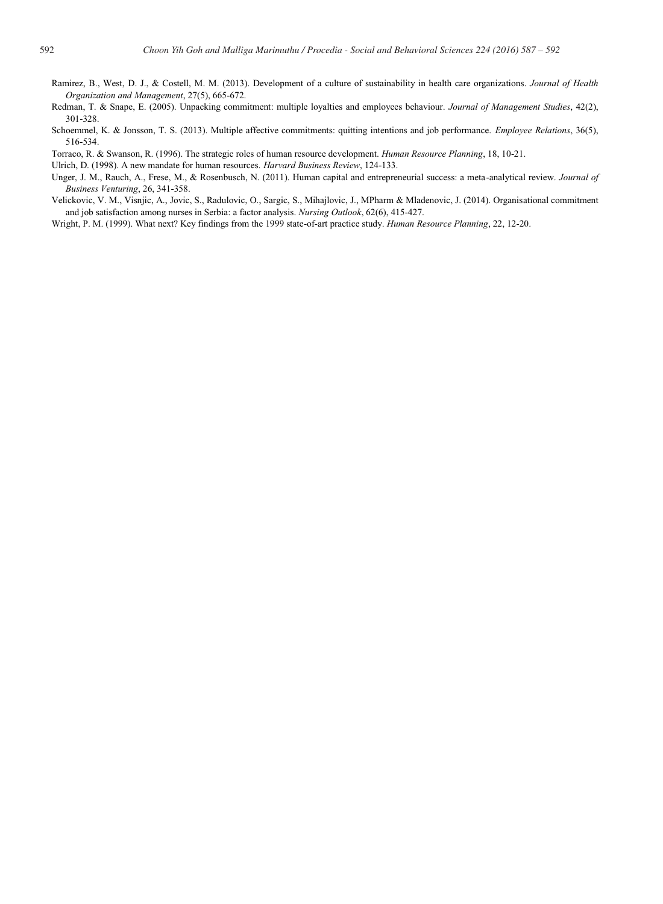Ramirez, B., West, D. J., & Costell, M. M. (2013). Development of a culture of sustainability in health care organizations. *Journal of Health Organization and Management*, 27(5), 665-672.

Redman, T. & Snape, E. (2005). Unpacking commitment: multiple loyalties and employees behaviour. *Journal of Management Studies*, 42(2), 301-328.

Schoemmel, K. & Jonsson, T. S. (2013). Multiple affective commitments: quitting intentions and job performance. *Employee Relations*, 36(5), 516-534.

Torraco, R. & Swanson, R. (1996). The strategic roles of human resource development. *Human Resource Planning*, 18, 10-21.

Ulrich, D. (1998). A new mandate for human resources. *Harvard Business Review*, 124-133.

Unger, J. M., Rauch, A., Frese, M., & Rosenbusch, N. (2011). Human capital and entrepreneurial success: a meta-analytical review. *Journal of Business Venturing*, 26, 341-358.

Velickovic, V. M., Visnjic, A., Jovic, S., Radulovic, O., Sargic, S., Mihajlovic, J., MPharm & Mladenovic, J. (2014). Organisational commitment and job satisfaction among nurses in Serbia: a factor analysis. *Nursing Outlook*, 62(6), 415-427.

Wright, P. M. (1999). What next? Key findings from the 1999 state-of-art practice study. *Human Resource Planning*, 22, 12-20.